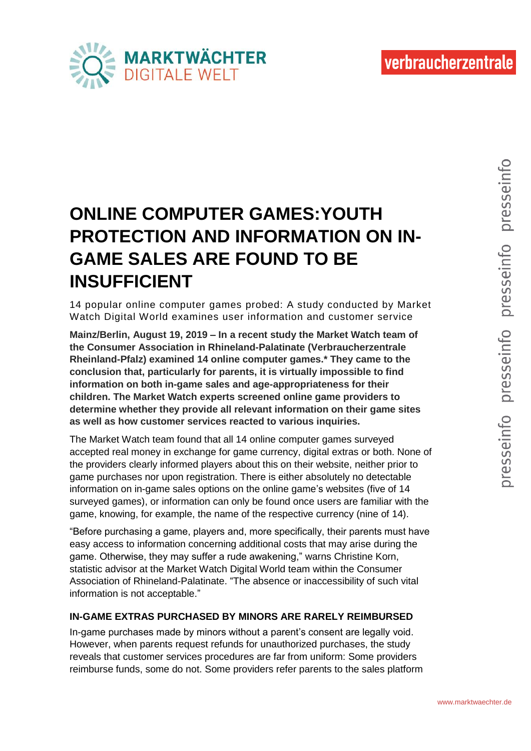# ONLINE COMPUTER GAMES:YOUTH PROTECTION AND INFORMATION ON IN-GAME SALES ARE FOUND TO BE INSUFFICIENT

14 popular online computer games probed: A study conducted by Market Watch Digital World examines user information and customer service

**Mainz/Berlin, August 19, 2019 – In a recent study the Market Watch team of the Consumer Association in Rhineland-Palatinate (Verbraucherzentrale Rheinland-Pfalz) examined 14 online computer games.* They came to the conclusion that, particularly for parents, it is virtually impossible to find information on both in-game sales and age-appropriateness for their children. The Market Watch experts screened online game providers to determine whether they provide all relevant information on their game sites as well as how customer services reacted to various inquiries.**

The Market Watch team found that all 14 online computer games surveyed accepted real money in exchange for game currency, digital extras or both. None of the providers clearly informed players about this on their website, neither prior to game purchases nor upon registration. There is either absolutely no detectable information on in-game sales options on the online game's websites (five of 14 surveyed games), or information can only be found once users are familiar with the game, knowing, for example, the name of the respective currency (nine of 14).

"Before purchasing a game, players and, more specifically, their parents must have easy access to information concerning additional costs that may arise during the game. Otherwise, they may suffer a rude awakening," warns Christine Korn, statistic advisor at the Market Watch Digital World team within the Consumer Association of Rhineland-Palatinate. "The absence or inaccessibility of such vital information is not acceptable."

## IN-GAME EXTRAS PURCHASED BY MINORS ARE RARELY REIMBURSED

In-game purchases made by minors without a parent's consent are legally void. However, when parents request refunds for unauthorized purchases, the study reveals that customer services procedures are far from uniform: Some providers reimburse funds, some do not. Some providers refer parents to the sales platform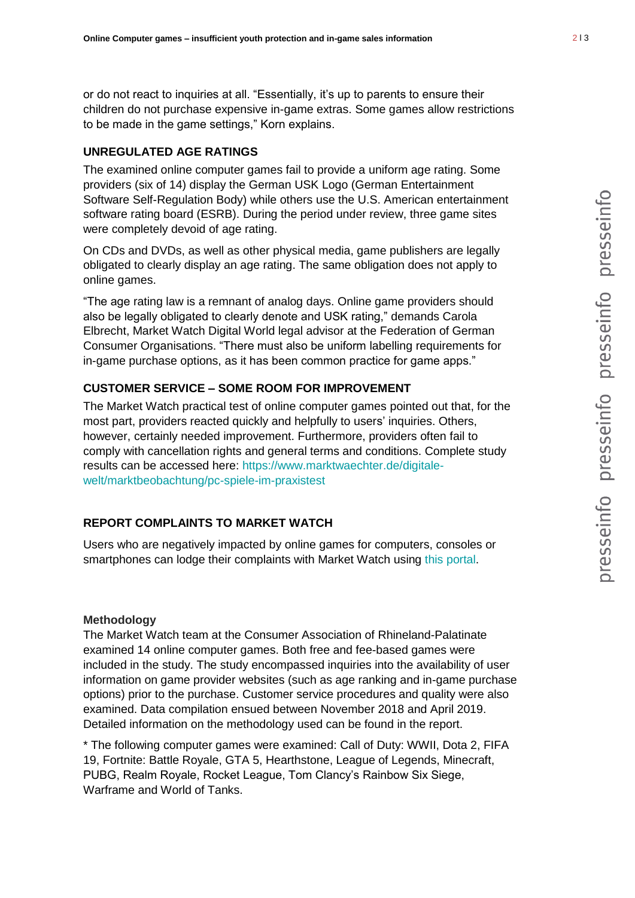or do not react to inquiries at all. “Essentially, it’s up to parents to ensure their children do not purchase expensive in-game extras. Some games allow restrictions to be made in the game settings,” Korn explains.

### UNREGULATED AGE RATINGS

The examined online computer games fail to provide a uniform age rating. Some providers (six of 14) display the German USK Logo (German Entertainment Software Self-Regulation Body) while others use the U.S. American entertainment software rating board (ESRB). During the period under review, three game sites were completely devoid of age rating.

On CDs and DVDs, as well as other physical media, game publishers are legally obligated to clearly display an age rating. The same obligation does not apply to online games.

“The age rating law is a remnant of analog days. Online game providers should also be legally obligated to clearly denote and USK rating,” demands Carola Elbrecht, Market Watch Digital World legal advisor at the Federation of German Consumer Organisations. “There must also be uniform labelling requirements for in-game purchase options, as it has been common practice for game apps.”

### CUSTOMER SERVICE – SOME ROOM FOR IMPROVEMENT

The Market Watch practical test of online computer games pointed out that, for the most part, providers reacted quickly and helpfully to users’ inquiries. Others, however, certainly needed improvement. Furthermore, providers often fail to comply with cancellation rights and general terms and conditions. Complete study results can be accessed here: https://www.marktwaechter.de/digitale-welt/marktbeobachtung/pc-spiele-im-praxistest

### REPORT COMPLAINTS TO MARKET WATCH

Users who are negatively impacted by online games for computers, consoles or smartphones can lodge their complaints with Market Watch using this portal.

#### Methodology

The Market Watch team at the Consumer Association of Rhineland-Palatinate examined 14 online computer games. Both free and fee-based games were included in the study. The study encompassed inquiries into the availability of user information on game provider websites (such as age ranking and in-game purchase options) prior to the purchase. Customer service procedures and quality were also examined. Data compilation ensued between November 2018 and April 2019. Detailed information on the methodology used can be found in the report.

* The following computer games were examined: Call of Duty: WWII, Dota 2, FIFA 19, Fortnite: Battle Royale, GTA 5, Hearthstone, League of Legends, Minecraft, PUBG, Realm Royale, Rocket League, Tom Clancy’s Rainbow Six Siege, Warframe and World of Tanks.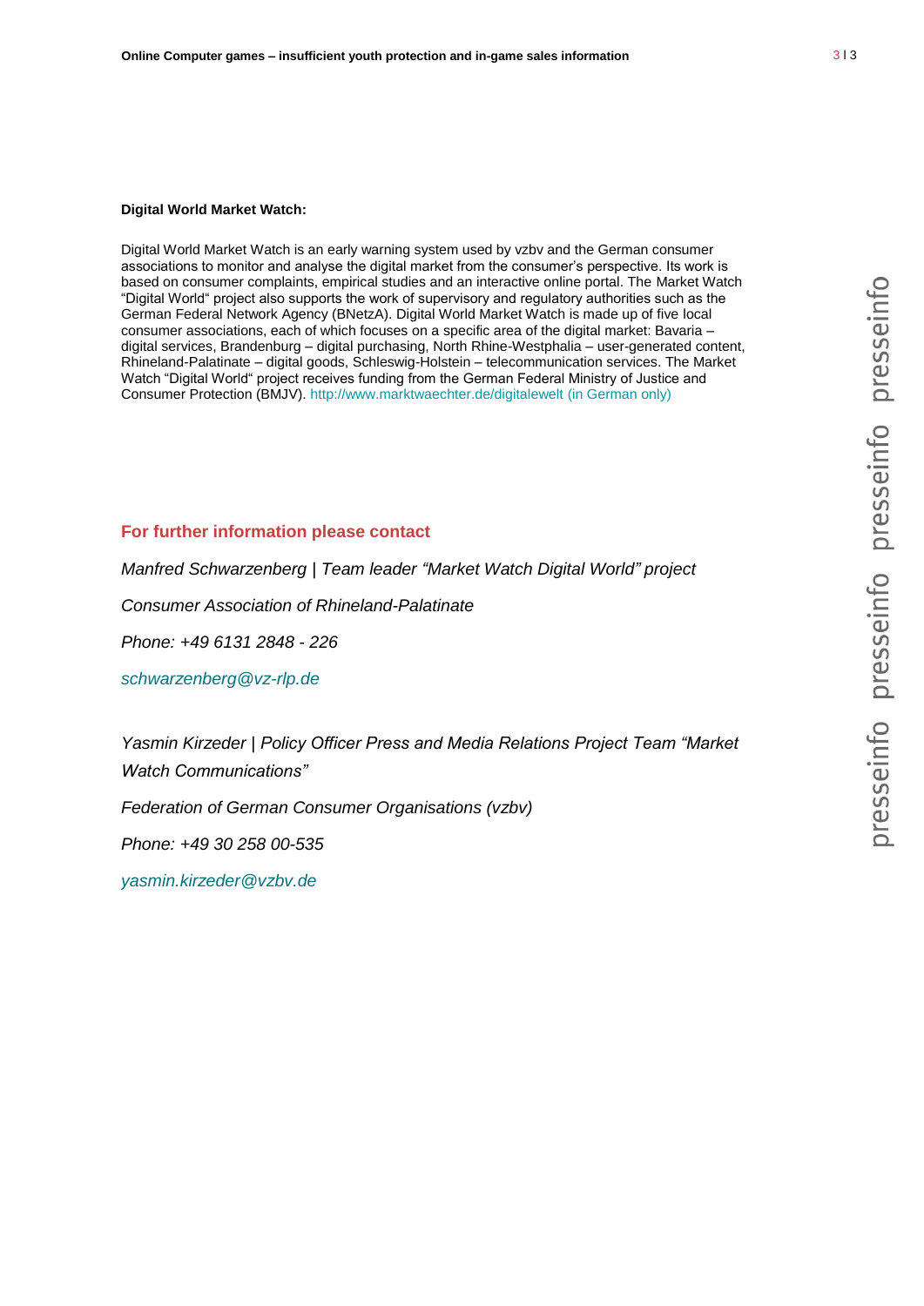**Digital World Market Watch:**

Digital World Market Watch is an early warning system used by vzbv and the German consumer associations to monitor and analyse the digital market from the consumer's perspective. Its work is based on consumer complaints, empirical studies and an interactive online portal. The Market Watch "Digital World" project also supports the work of supervisory and regulatory authorities such as the German Federal Network Agency (BNetzA). Digital World Market Watch is made up of five local consumer associations, each of which focuses on a specific area of the digital market: Bavaria – digital services, Brandenburg – digital purchasing, North Rhine-Westphalia – user-generated content, Rhineland-Palatinate – digital goods, Schleswig-Holstein – telecommunication services. The Market Watch "Digital World" project receives funding from the German Federal Ministry of Justice and Consumer Protection (BMJV). http://www.marktwaechter.de/digitalewelt (in German only)

## For further information please contact

*Manfred Schwarzenberg | Team leader "Market Watch Digital World" project*

*Consumer Association of Rhineland-Palatinate*

*Phone: +49 6131 2848 - 226*

*schwarzenberg@vz-rlp.de*

*Yasmin Kirzeder | Policy Officer Press and Media Relations Project Team "Market Watch Communications"*

*Federation of German Consumer Organisations (vzbv)*

*Phone: +49 30 258 00-535*

*yasmin.kirzeder@vzbv.de*